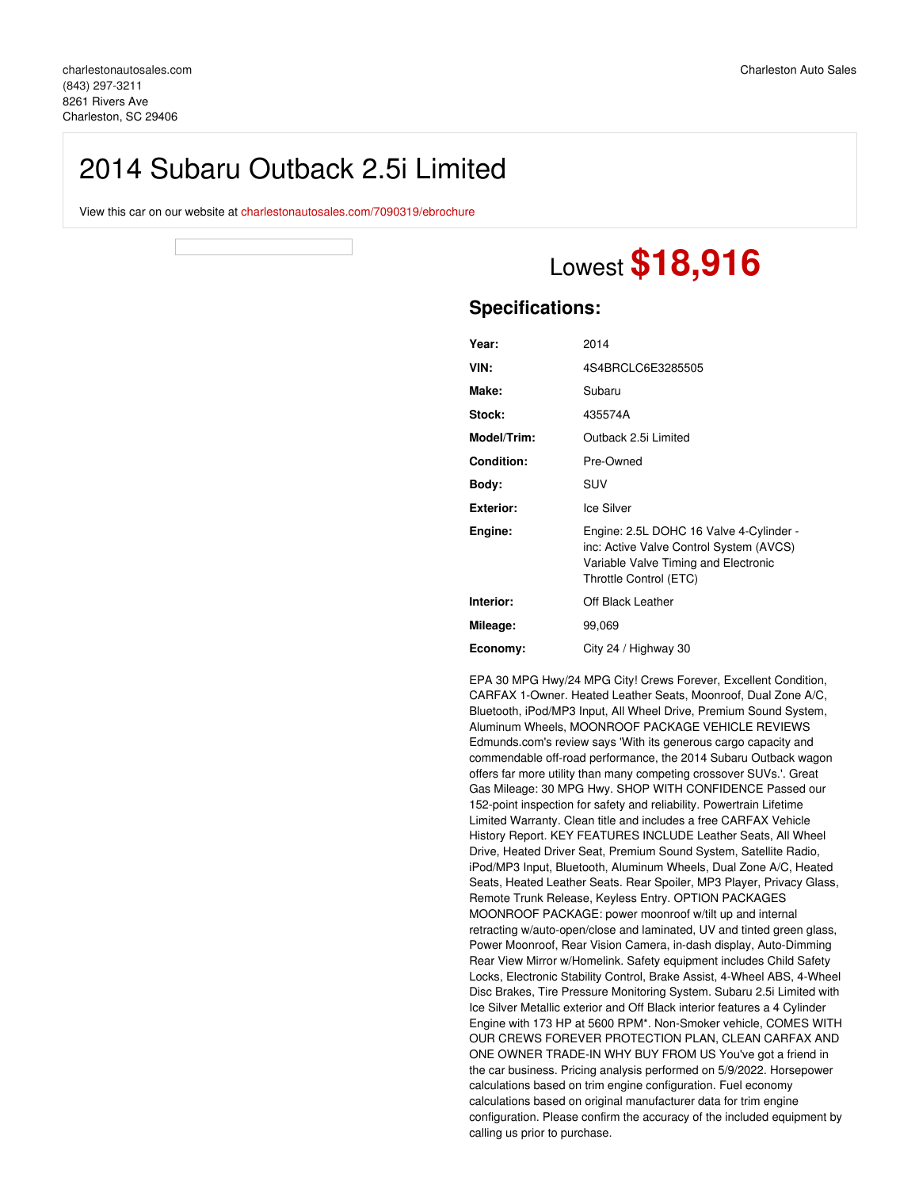charlestonautosales.com
(843) 297-3211
8261 Rivers Ave
Charleston, SC 29406

Charleston Auto Sales

# 2014 Subaru Outback 2.5i Limited

View this car on our website at charlestonautosales.com/7090319/ebrochure

Lowest **$18,916**

## Specifications:

| | |
|---|---|
| **Year:** | 2014 |
| **VIN:** | 4S4BRCLC6E3285505 |
| **Make:** | Subaru |
| **Stock:** | 435574A |
| **Model/Trim:** | Outback 2.5i Limited |
| **Condition:** | Pre-Owned |
| **Body:** | SUV |
| **Exterior:** | Ice Silver |
| **Engine:** | Engine: 2.5L DOHC 16 Valve 4-Cylinder - inc: Active Valve Control System (AVCS) Variable Valve Timing and Electronic Throttle Control (ETC) |
| **Interior:** | Off Black Leather |
| **Mileage:** | 99,069 |
| **Economy:** | City 24 / Highway 30 |

EPA 30 MPG Hwy/24 MPG City! Crews Forever, Excellent Condition, CARFAX 1-Owner. Heated Leather Seats, Moonroof, Dual Zone A/C, Bluetooth, iPod/MP3 Input, All Wheel Drive, Premium Sound System, Aluminum Wheels, MOONROOF PACKAGE VEHICLE REVIEWS Edmunds.com's review says 'With its generous cargo capacity and commendable off-road performance, the 2014 Subaru Outback wagon offers far more utility than many competing crossover SUVs.'. Great Gas Mileage: 30 MPG Hwy. SHOP WITH CONFIDENCE Passed our 152-point inspection for safety and reliability. Powertrain Lifetime Limited Warranty. Clean title and includes a free CARFAX Vehicle History Report. KEY FEATURES INCLUDE Leather Seats, All Wheel Drive, Heated Driver Seat, Premium Sound System, Satellite Radio, iPod/MP3 Input, Bluetooth, Aluminum Wheels, Dual Zone A/C, Heated Seats, Heated Leather Seats. Rear Spoiler, MP3 Player, Privacy Glass, Remote Trunk Release, Keyless Entry. OPTION PACKAGES MOONROOF PACKAGE: power moonroof w/tilt up and internal retracting w/auto-open/close and laminated, UV and tinted green glass, Power Moonroof, Rear Vision Camera, in-dash display, Auto-Dimming Rear View Mirror w/Homelink. Safety equipment includes Child Safety Locks, Electronic Stability Control, Brake Assist, 4-Wheel ABS, 4-Wheel Disc Brakes, Tire Pressure Monitoring System. Subaru 2.5i Limited with Ice Silver Metallic exterior and Off Black interior features a 4 Cylinder Engine with 173 HP at 5600 RPM*. Non-Smoker vehicle, COMES WITH OUR CREWS FOREVER PROTECTION PLAN, CLEAN CARFAX AND ONE OWNER TRADE-IN WHY BUY FROM US You've got a friend in the car business. Pricing analysis performed on 5/9/2022. Horsepower calculations based on trim engine configuration. Fuel economy calculations based on original manufacturer data for trim engine configuration. Please confirm the accuracy of the included equipment by calling us prior to purchase.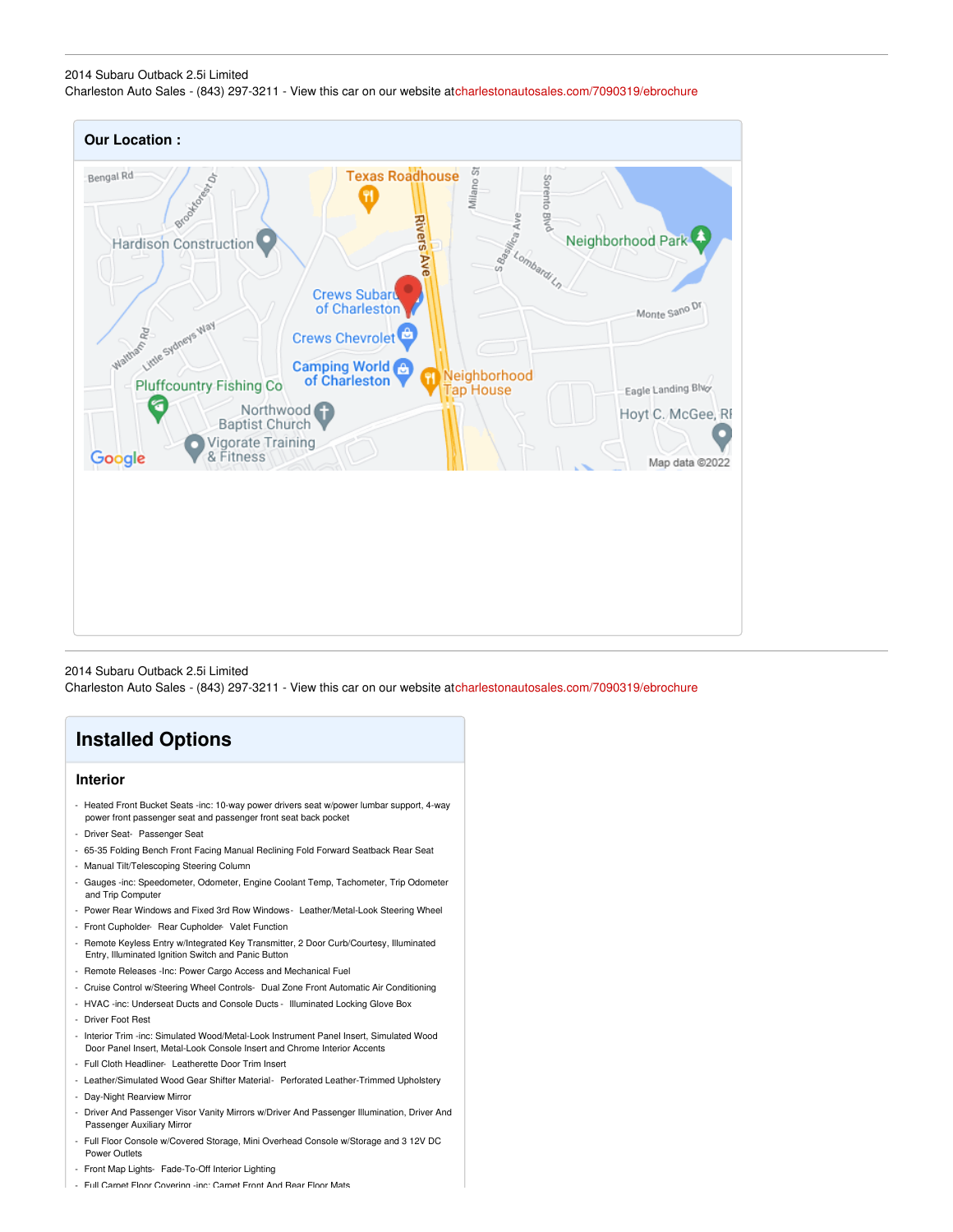2014 Subaru Outback 2.5i Limited
Charleston Auto Sales - (843) 297-3211 - View this car on our website at charlestonautosales.com/7090319/ebrochure

## Our Location :

2014 Subaru Outback 2.5i Limited
Charleston Auto Sales - (843) 297-3211 - View this car on our website at charlestonautosales.com/7090319/ebrochure

# Installed Options

## Interior

- Heated Front Bucket Seats -inc: 10-way power drivers seat w/power lumbar support, 4-way power front passenger seat and passenger front seat back pocket
- Driver Seat- Passenger Seat
- 65-35 Folding Bench Front Facing Manual Reclining Fold Forward Seatback Rear Seat
- Manual Tilt/Telescoping Steering Column
- Gauges -inc: Speedometer, Odometer, Engine Coolant Temp, Tachometer, Trip Odometer and Trip Computer
- Power Rear Windows and Fixed 3rd Row Windows- Leather/Metal-Look Steering Wheel
- Front Cupholder- Rear Cupholder- Valet Function
- Remote Keyless Entry w/Integrated Key Transmitter, 2 Door Curb/Courtesy, Illuminated Entry, Illuminated Ignition Switch and Panic Button
- Remote Releases -Inc: Power Cargo Access and Mechanical Fuel
- Cruise Control w/Steering Wheel Controls- Dual Zone Front Automatic Air Conditioning
- HVAC -inc: Underseat Ducts and Console Ducts - Illuminated Locking Glove Box
- Driver Foot Rest
- Interior Trim -inc: Simulated Wood/Metal-Look Instrument Panel Insert, Simulated Wood Door Panel Insert, Metal-Look Console Insert and Chrome Interior Accents
- Full Cloth Headliner- Leatherette Door Trim Insert
- Leather/Simulated Wood Gear Shifter Material- Perforated Leather-Trimmed Upholstery
- Day-Night Rearview Mirror
- Driver And Passenger Visor Vanity Mirrors w/Driver And Passenger Illumination, Driver And Passenger Auxiliary Mirror
- Full Floor Console w/Covered Storage, Mini Overhead Console w/Storage and 3 12V DC Power Outlets
- Front Map Lights- Fade-To-Off Interior Lighting
- Full Carpet Floor Covering -inc: Carpet Front And Rear Floor Mats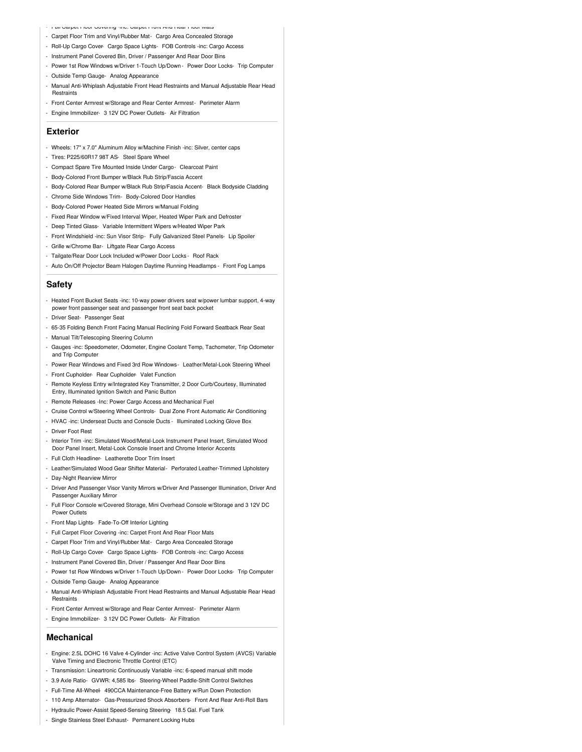- Full Carpet Floor Covering -inc: Carpet Front And Rear Floor Mats
- Carpet Floor Trim and Vinyl/Rubber Mat - Cargo Area Concealed Storage
- Roll-Up Cargo Cover - Cargo Space Lights - FOB Controls -inc: Cargo Access
- Instrument Panel Covered Bin, Driver / Passenger And Rear Door Bins
- Power 1st Row Windows w/Driver 1-Touch Up/Down - Power Door Locks - Trip Computer
- Outside Temp Gauge - Analog Appearance
- Manual Anti-Whiplash Adjustable Front Head Restraints and Manual Adjustable Rear Head Restraints
- Front Center Armrest w/Storage and Rear Center Armrest - Perimeter Alarm
- Engine Immobilizer - 3 12V DC Power Outlets - Air Filtration

## Exterior

- Wheels: 17" x 7.0" Aluminum Alloy w/Machine Finish -inc: Silver, center caps
- Tires: P225/60R17 98T AS - Steel Spare Wheel
- Compact Spare Tire Mounted Inside Under Cargo - Clearcoat Paint
- Body-Colored Front Bumper w/Black Rub Strip/Fascia Accent
- Body-Colored Rear Bumper w/Black Rub Strip/Fascia Accent - Black Bodyside Cladding
- Chrome Side Windows Trim - Body-Colored Door Handles
- Body-Colored Power Heated Side Mirrors w/Manual Folding
- Fixed Rear Window w/Fixed Interval Wiper, Heated Wiper Park and Defroster
- Deep Tinted Glass - Variable Intermittent Wipers w/Heated Wiper Park
- Front Windshield -inc: Sun Visor Strip - Fully Galvanized Steel Panels - Lip Spoiler
- Grille w/Chrome Bar - Liftgate Rear Cargo Access
- Tailgate/Rear Door Lock Included w/Power Door Locks - Roof Rack
- Auto On/Off Projector Beam Halogen Daytime Running Headlamps - Front Fog Lamps

## Safety

- Heated Front Bucket Seats -inc: 10-way power drivers seat w/power lumbar support, 4-way power front passenger seat and passenger front seat back pocket
- Driver Seat - Passenger Seat
- 65-35 Folding Bench Front Facing Manual Reclining Fold Forward Seatback Rear Seat
- Manual Tilt/Telescoping Steering Column
- Gauges -inc: Speedometer, Odometer, Engine Coolant Temp, Tachometer, Trip Odometer and Trip Computer
- Power Rear Windows and Fixed 3rd Row Windows - Leather/Metal-Look Steering Wheel
- Front Cupholder - Rear Cupholder - Valet Function
- Remote Keyless Entry w/Integrated Key Transmitter, 2 Door Curb/Courtesy, Illuminated Entry, Illuminated Ignition Switch and Panic Button
- Remote Releases -Inc: Power Cargo Access and Mechanical Fuel
- Cruise Control w/Steering Wheel Controls - Dual Zone Front Automatic Air Conditioning
- HVAC -inc: Underseat Ducts and Console Ducts - Illuminated Locking Glove Box
- Driver Foot Rest
- Interior Trim -inc: Simulated Wood/Metal-Look Instrument Panel Insert, Simulated Wood Door Panel Insert, Metal-Look Console Insert and Chrome Interior Accents
- Full Cloth Headliner - Leatherette Door Trim Insert
- Leather/Simulated Wood Gear Shifter Material - Perforated Leather-Trimmed Upholstery
- Day-Night Rearview Mirror
- Driver And Passenger Visor Vanity Mirrors w/Driver And Passenger Illumination, Driver And Passenger Auxiliary Mirror
- Full Floor Console w/Covered Storage, Mini Overhead Console w/Storage and 3 12V DC Power Outlets
- Front Map Lights - Fade-To-Off Interior Lighting
- Full Carpet Floor Covering -inc: Carpet Front And Rear Floor Mats
- Carpet Floor Trim and Vinyl/Rubber Mat - Cargo Area Concealed Storage
- Roll-Up Cargo Cover - Cargo Space Lights - FOB Controls -inc: Cargo Access
- Instrument Panel Covered Bin, Driver / Passenger And Rear Door Bins
- Power 1st Row Windows w/Driver 1-Touch Up/Down - Power Door Locks - Trip Computer
- Outside Temp Gauge - Analog Appearance
- Manual Anti-Whiplash Adjustable Front Head Restraints and Manual Adjustable Rear Head Restraints
- Front Center Armrest w/Storage and Rear Center Armrest - Perimeter Alarm
- Engine Immobilizer - 3 12V DC Power Outlets - Air Filtration

## Mechanical

- Engine: 2.5L DOHC 16 Valve 4-Cylinder -inc: Active Valve Control System (AVCS) Variable Valve Timing and Electronic Throttle Control (ETC)
- Transmission: Lineartronic Continuously Variable -inc: 6-speed manual shift mode
- 3.9 Axle Ratio - GVWR: 4,585 lbs - Steering-Wheel Paddle-Shift Control Switches
- Full-Time All-Wheel - 490CCA Maintenance-Free Battery w/Run Down Protection
- 110 Amp Alternator - Gas-Pressurized Shock Absorbers - Front And Rear Anti-Roll Bars
- Hydraulic Power-Assist Speed-Sensing Steering - 18.5 Gal. Fuel Tank
- Single Stainless Steel Exhaust - Permanent Locking Hubs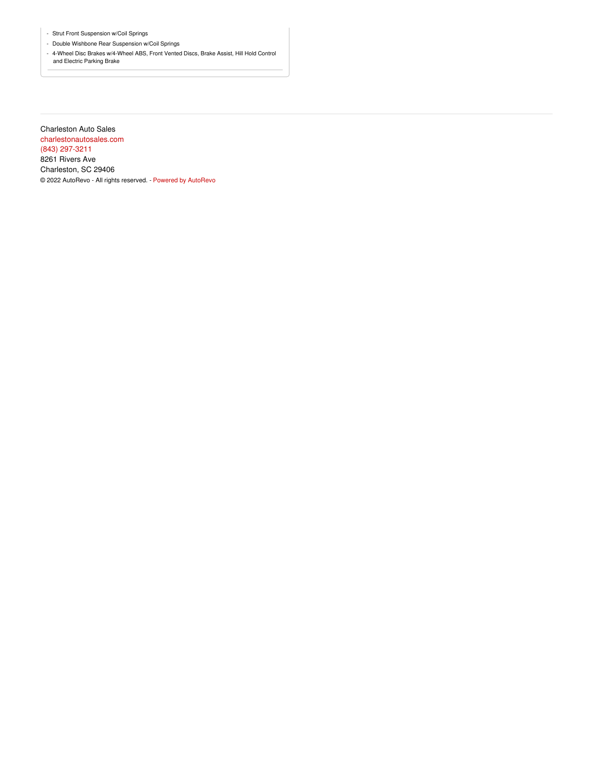- Strut Front Suspension w/Coil Springs
- Double Wishbone Rear Suspension w/Coil Springs
- 4-Wheel Disc Brakes w/4-Wheel ABS, Front Vented Discs, Brake Assist, Hill Hold Control and Electric Parking Brake

---

Charleston Auto Sales
charlestonautosales.com
(843) 297-3211
8261 Rivers Ave
Charleston, SC 29406

© 2022 AutoRevo - All rights reserved. - Powered by AutoRevo